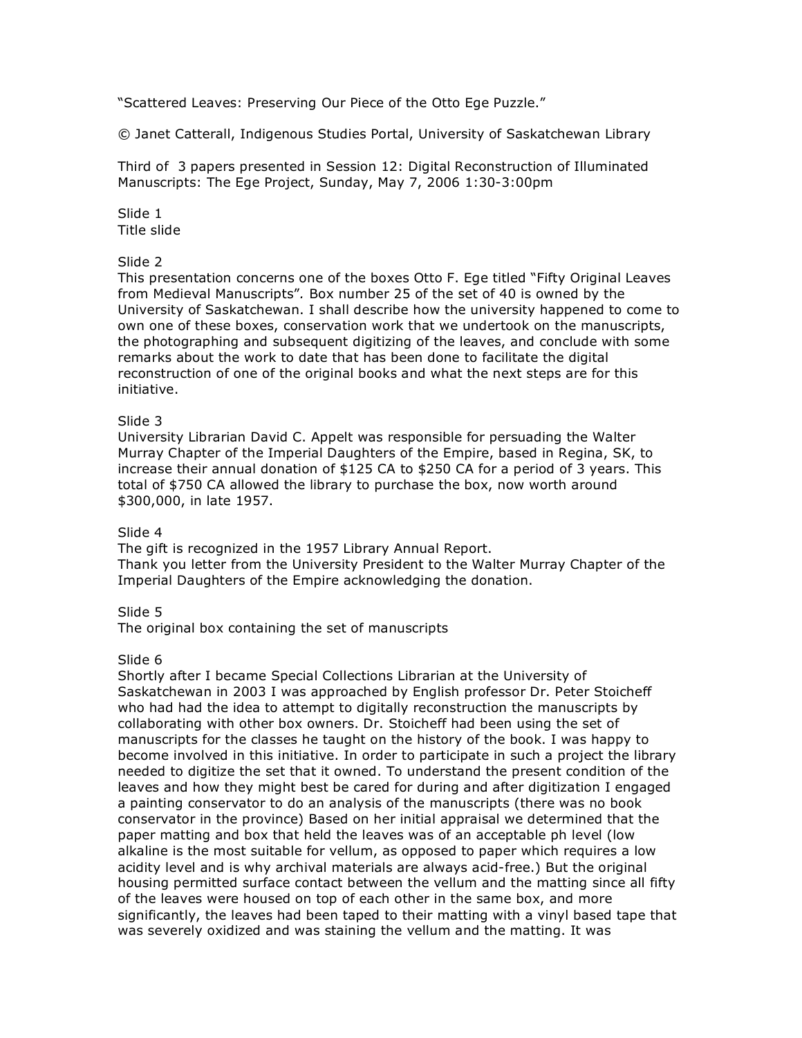"Scattered Leaves: Preserving Our Piece of the Otto Ege Puzzle."

© Janet Catterall, Indigenous Studies Portal, University of Saskatchewan Library

Third of 3 papers presented in Session 12: Digital Reconstruction of Illuminated Manuscripts: The Ege Project, Sunday, May 7, 2006 1:30-3:00pm

Slide 1
Title slide

Slide 2
This presentation concerns one of the boxes Otto F. Ege titled "Fifty Original Leaves from Medieval Manuscripts"*.* Box number 25 of the set of 40 is owned by the University of Saskatchewan. I shall describe how the university happened to come to own one of these boxes, conservation work that we undertook on the manuscripts, the photographing and subsequent digitizing of the leaves, and conclude with some remarks about the work to date that has been done to facilitate the digital reconstruction of one of the original books and what the next steps are for this initiative.

Slide 3
University Librarian David C. Appelt was responsible for persuading the Walter Murray Chapter of the Imperial Daughters of the Empire, based in Regina, SK, to increase their annual donation of $125 CA to $250 CA for a period of 3 years. This total of $750 CA allowed the library to purchase the box, now worth around $300,000, in late 1957.

Slide 4
The gift is recognized in the 1957 Library Annual Report.
Thank you letter from the University President to the Walter Murray Chapter of the Imperial Daughters of the Empire acknowledging the donation.

Slide 5
The original box containing the set of manuscripts

Slide 6
Shortly after I became Special Collections Librarian at the University of Saskatchewan in 2003 I was approached by English professor Dr. Peter Stoicheff who had had the idea to attempt to digitally reconstruction the manuscripts by collaborating with other box owners. Dr. Stoicheff had been using the set of manuscripts for the classes he taught on the history of the book. I was happy to become involved in this initiative. In order to participate in such a project the library needed to digitize the set that it owned. To understand the present condition of the leaves and how they might best be cared for during and after digitization I engaged a painting conservator to do an analysis of the manuscripts (there was no book conservator in the province) Based on her initial appraisal we determined that the paper matting and box that held the leaves was of an acceptable ph level (low alkaline is the most suitable for vellum, as opposed to paper which requires a low acidity level and is why archival materials are always acid-free.) But the original housing permitted surface contact between the vellum and the matting since all fifty of the leaves were housed on top of each other in the same box, and more significantly, the leaves had been taped to their matting with a vinyl based tape that was severely oxidized and was staining the vellum and the matting. It was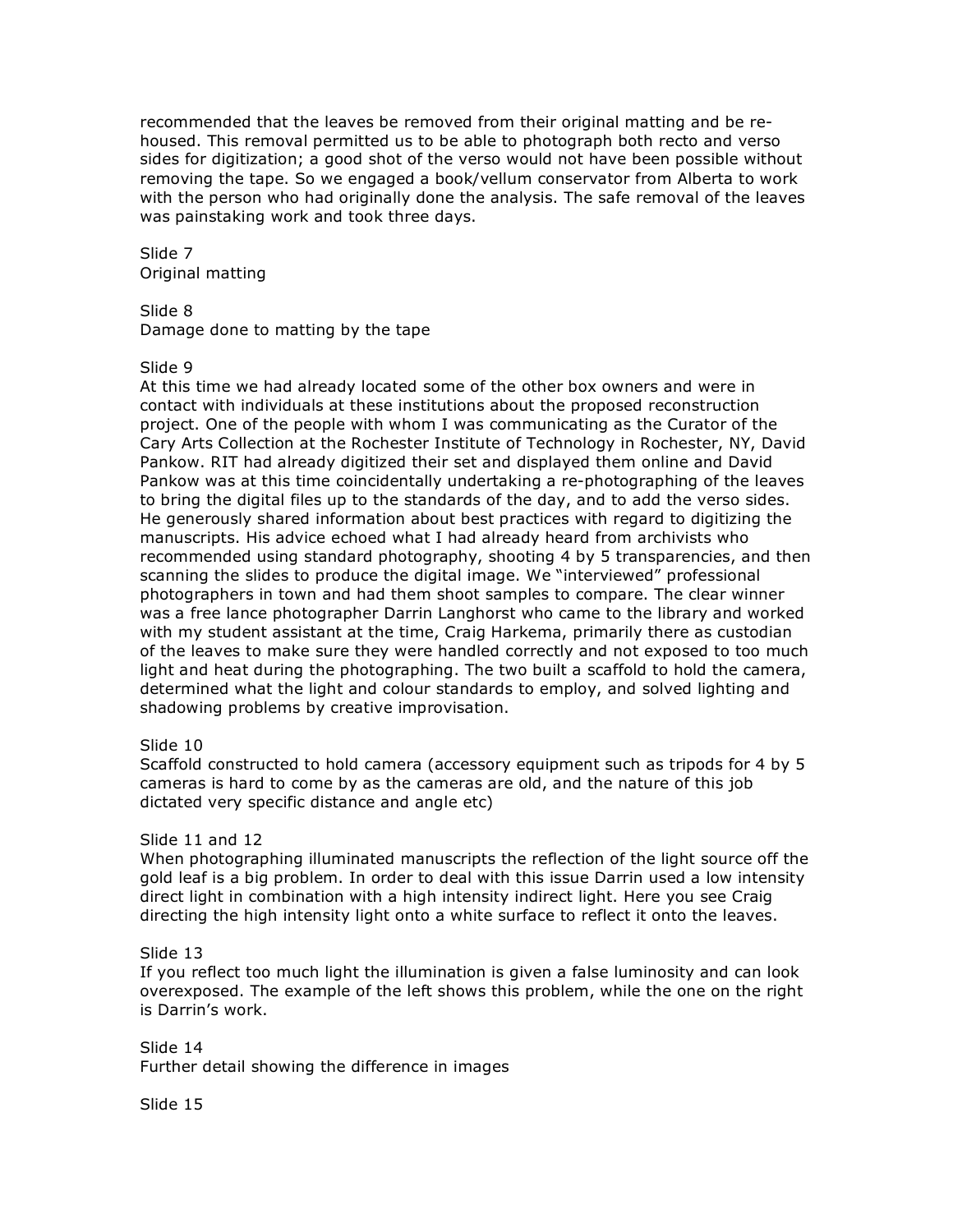recommended that the leaves be removed from their original matting and be re-housed. This removal permitted us to be able to photograph both recto and verso sides for digitization; a good shot of the verso would not have been possible without removing the tape. So we engaged a book/vellum conservator from Alberta to work with the person who had originally done the analysis. The safe removal of the leaves was painstaking work and took three days.

Slide 7
Original matting

Slide 8
Damage done to matting by the tape

Slide 9
At this time we had already located some of the other box owners and were in contact with individuals at these institutions about the proposed reconstruction project. One of the people with whom I was communicating as the Curator of the Cary Arts Collection at the Rochester Institute of Technology in Rochester, NY, David Pankow. RIT had already digitized their set and displayed them online and David Pankow was at this time coincidentally undertaking a re-photographing of the leaves to bring the digital files up to the standards of the day, and to add the verso sides. He generously shared information about best practices with regard to digitizing the manuscripts. His advice echoed what I had already heard from archivists who recommended using standard photography, shooting 4 by 5 transparencies, and then scanning the slides to produce the digital image. We "interviewed" professional photographers in town and had them shoot samples to compare. The clear winner was a free lance photographer Darrin Langhorst who came to the library and worked with my student assistant at the time, Craig Harkema, primarily there as custodian of the leaves to make sure they were handled correctly and not exposed to too much light and heat during the photographing. The two built a scaffold to hold the camera, determined what the light and colour standards to employ, and solved lighting and shadowing problems by creative improvisation.

Slide 10
Scaffold constructed to hold camera (accessory equipment such as tripods for 4 by 5 cameras is hard to come by as the cameras are old, and the nature of this job dictated very specific distance and angle etc)

Slide 11 and 12
When photographing illuminated manuscripts the reflection of the light source off the gold leaf is a big problem. In order to deal with this issue Darrin used a low intensity direct light in combination with a high intensity indirect light. Here you see Craig directing the high intensity light onto a white surface to reflect it onto the leaves.

Slide 13
If you reflect too much light the illumination is given a false luminosity and can look overexposed. The example of the left shows this problem, while the one on the right is Darrin's work.

Slide 14
Further detail showing the difference in images

Slide 15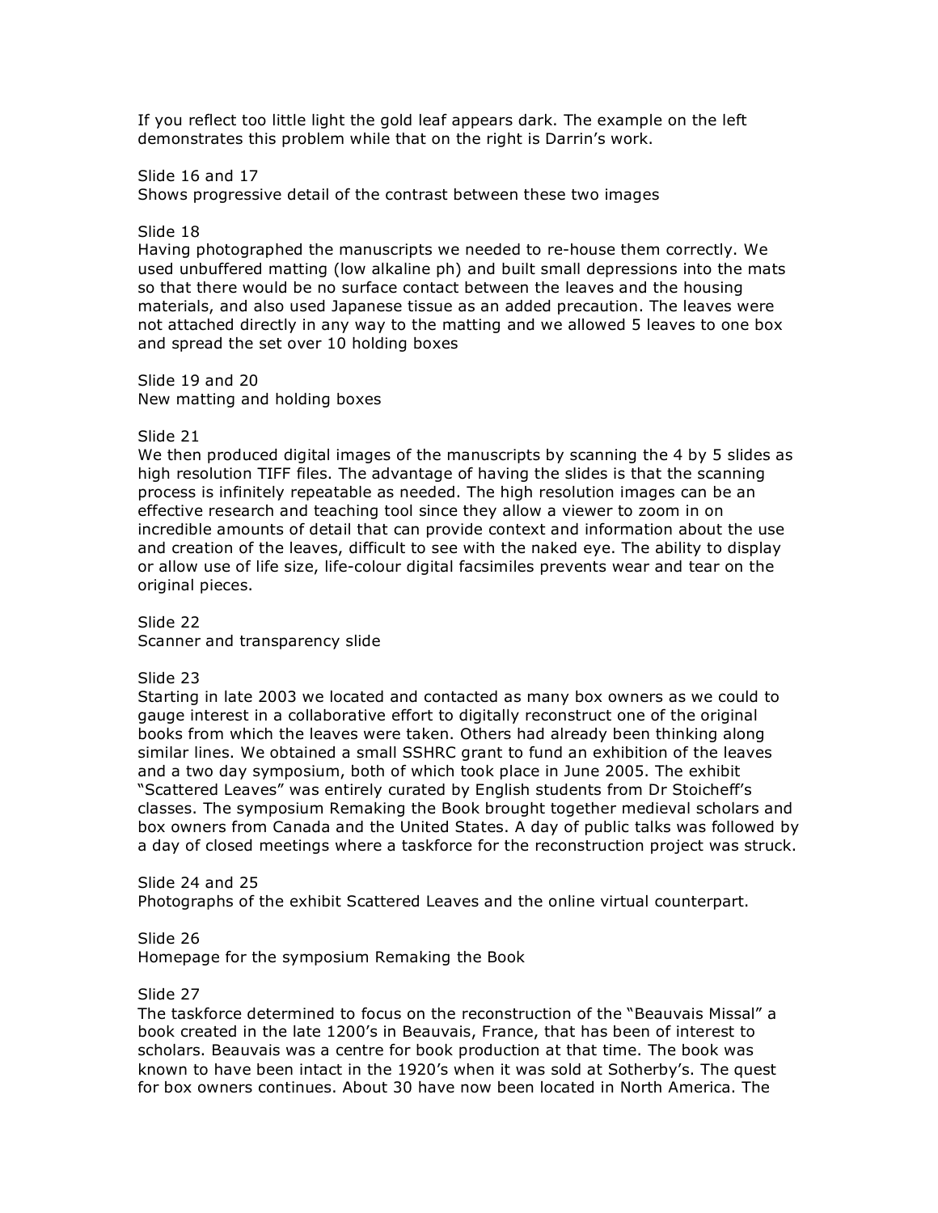If you reflect too little light the gold leaf appears dark. The example on the left demonstrates this problem while that on the right is Darrin's work.

Slide 16 and 17
Shows progressive detail of the contrast between these two images

Slide 18
Having photographed the manuscripts we needed to re-house them correctly. We used unbuffered matting (low alkaline ph) and built small depressions into the mats so that there would be no surface contact between the leaves and the housing materials, and also used Japanese tissue as an added precaution. The leaves were not attached directly in any way to the matting and we allowed 5 leaves to one box and spread the set over 10 holding boxes

Slide 19 and 20
New matting and holding boxes

Slide 21
We then produced digital images of the manuscripts by scanning the 4 by 5 slides as high resolution TIFF files. The advantage of having the slides is that the scanning process is infinitely repeatable as needed. The high resolution images can be an effective research and teaching tool since they allow a viewer to zoom in on incredible amounts of detail that can provide context and information about the use and creation of the leaves, difficult to see with the naked eye. The ability to display or allow use of life size, life-colour digital facsimiles prevents wear and tear on the original pieces.

Slide 22
Scanner and transparency slide

Slide 23
Starting in late 2003 we located and contacted as many box owners as we could to gauge interest in a collaborative effort to digitally reconstruct one of the original books from which the leaves were taken. Others had already been thinking along similar lines. We obtained a small SSHRC grant to fund an exhibition of the leaves and a two day symposium, both of which took place in June 2005. The exhibit "Scattered Leaves" was entirely curated by English students from Dr Stoicheff's classes. The symposium Remaking the Book brought together medieval scholars and box owners from Canada and the United States. A day of public talks was followed by a day of closed meetings where a taskforce for the reconstruction project was struck.

Slide 24 and 25
Photographs of the exhibit Scattered Leaves and the online virtual counterpart.

Slide 26
Homepage for the symposium Remaking the Book

Slide 27
The taskforce determined to focus on the reconstruction of the "Beauvais Missal" a book created in the late 1200's in Beauvais, France, that has been of interest to scholars. Beauvais was a centre for book production at that time. The book was known to have been intact in the 1920's when it was sold at Sotherby's. The quest for box owners continues. About 30 have now been located in North America. The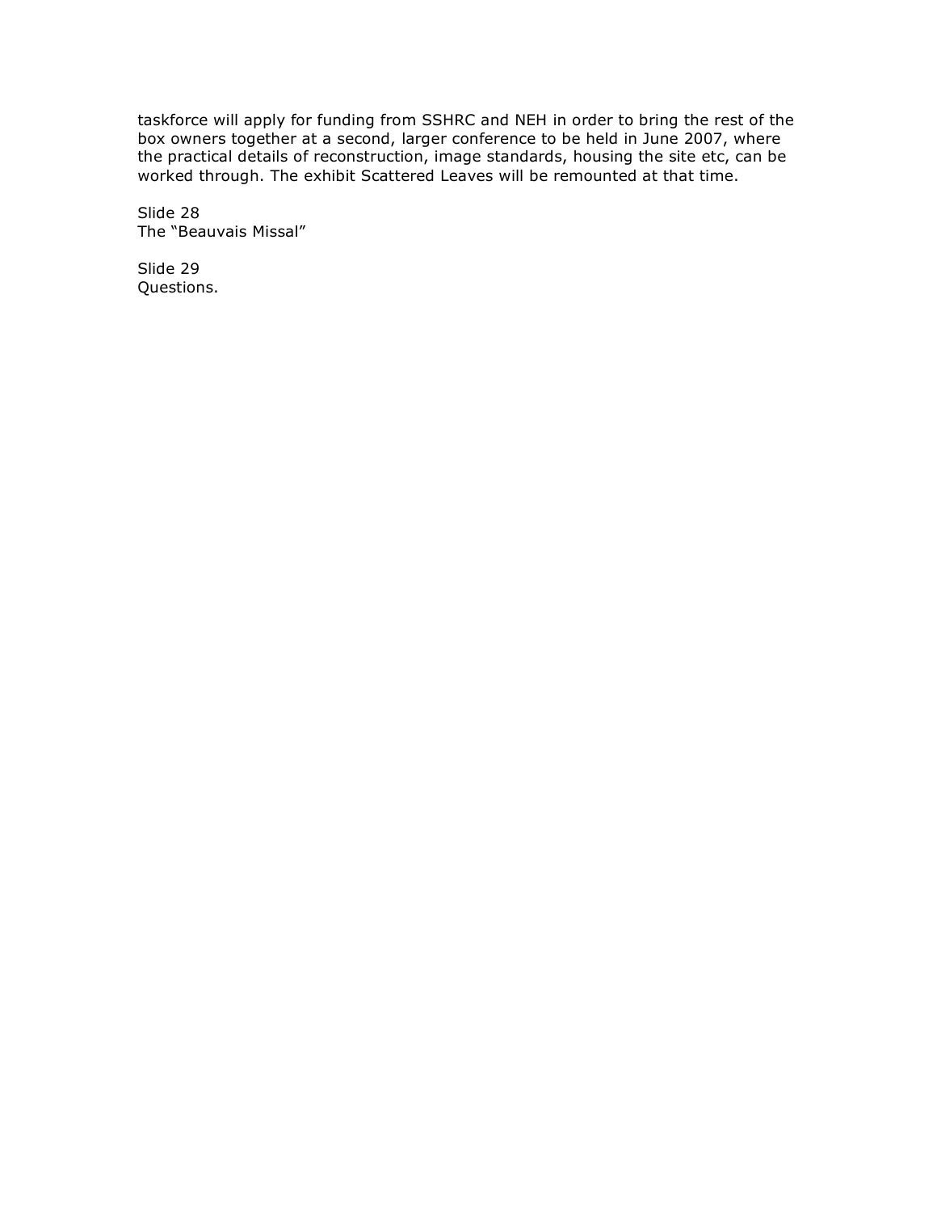taskforce will apply for funding from SSHRC and NEH in order to bring the rest of the box owners together at a second, larger conference to be held in June 2007, where the practical details of reconstruction, image standards, housing the site etc, can be worked through. The exhibit Scattered Leaves will be remounted at that time.

Slide 28
The "Beauvais Missal"

Slide 29
Questions.